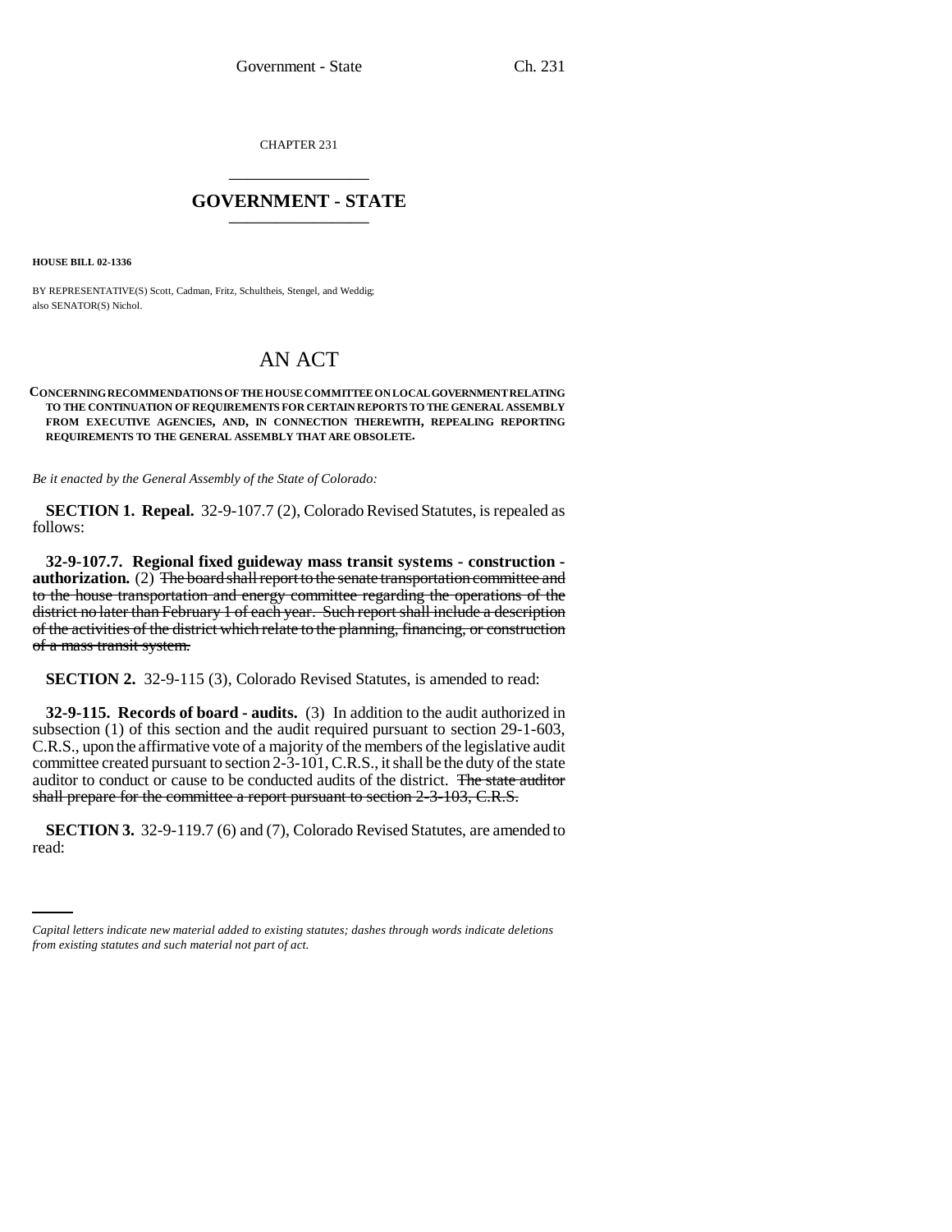CHAPTER 231

# GOVERNMENT - STATE

**HOUSE BILL 02-1336**

BY REPRESENTATIVE(S) Scott, Cadman, Fritz, Schultheis, Stengel, and Weddig;
also SENATOR(S) Nichol.

# AN ACT

**CONCERNING RECOMMENDATIONS OF THE HOUSE COMMITTEE ON LOCAL GOVERNMENT RELATING TO THE CONTINUATION OF REQUIREMENTS FOR CERTAIN REPORTS TO THE GENERAL ASSEMBLY FROM EXECUTIVE AGENCIES, AND, IN CONNECTION THEREWITH, REPEALING REPORTING REQUIREMENTS TO THE GENERAL ASSEMBLY THAT ARE OBSOLETE.**

*Be it enacted by the General Assembly of the State of Colorado:*

**SECTION 1. Repeal.** 32-9-107.7 (2), Colorado Revised Statutes, is repealed as follows:

**32-9-107.7. Regional fixed guideway mass transit systems - construction - authorization.** (2) ~~The board shall report to the senate transportation committee and to the house transportation and energy committee regarding the operations of the district no later than February 1 of each year. Such report shall include a description of the activities of the district which relate to the planning, financing, or construction of a mass transit system.~~

**SECTION 2.** 32-9-115 (3), Colorado Revised Statutes, is amended to read:

**32-9-115. Records of board - audits.** (3) In addition to the audit authorized in subsection (1) of this section and the audit required pursuant to section 29-1-603, C.R.S., upon the affirmative vote of a majority of the members of the legislative audit committee created pursuant to section 2-3-101, C.R.S., it shall be the duty of the state auditor to conduct or cause to be conducted audits of the district. ~~The state auditor shall prepare for the committee a report pursuant to section 2-3-103, C.R.S.~~

**SECTION 3.** 32-9-119.7 (6) and (7), Colorado Revised Statutes, are amended to read:

*Capital letters indicate new material added to existing statutes; dashes through words indicate deletions from existing statutes and such material not part of act.*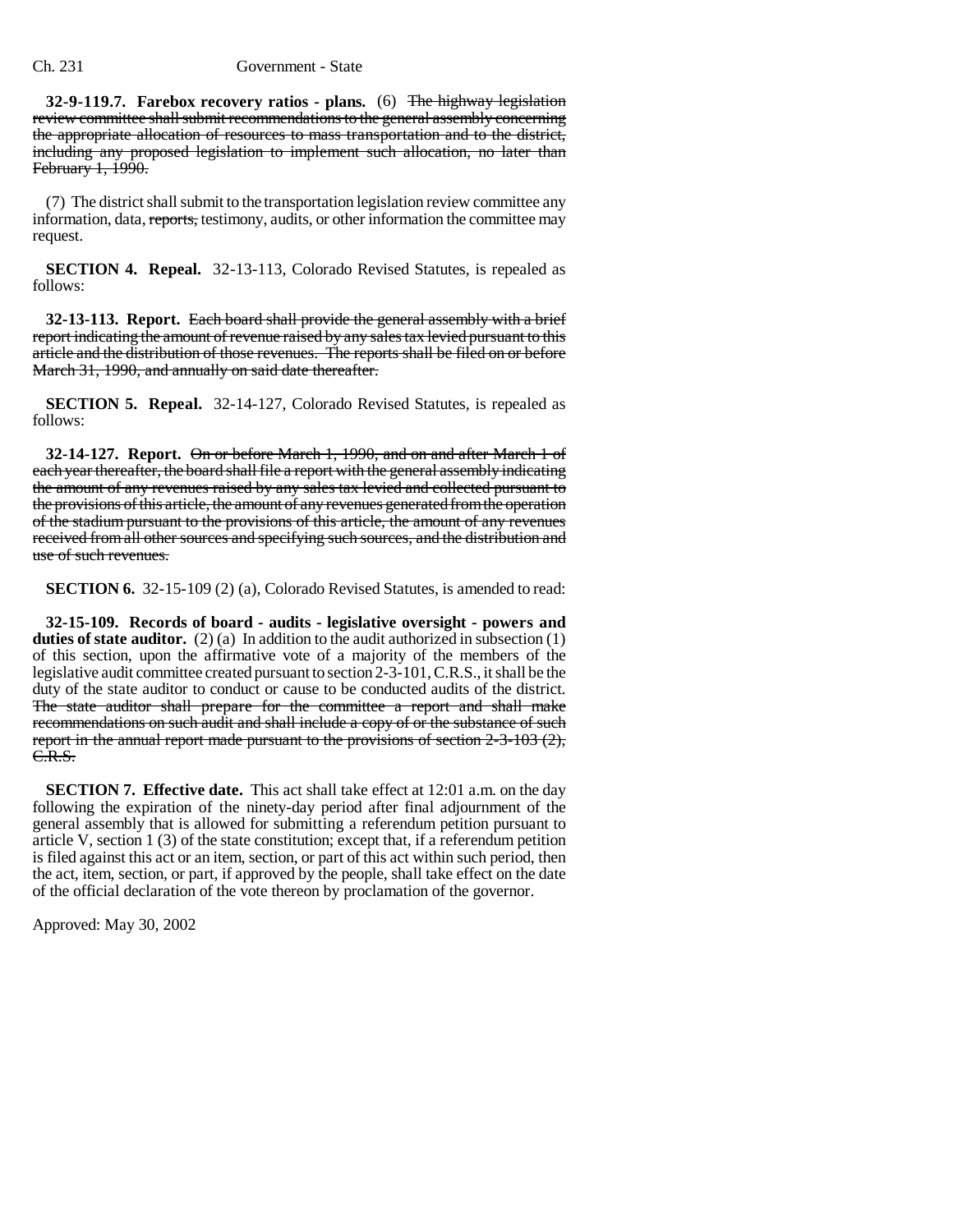**32-9-119.7. Farebox recovery ratios - plans.** (6) ~~The highway legislation review committee shall submit recommendations to the general assembly concerning the appropriate allocation of resources to mass transportation and to the district, including any proposed legislation to implement such allocation, no later than February 1, 1990.~~

(7) The district shall submit to the transportation legislation review committee any information, data, ~~reports,~~ testimony, audits, or other information the committee may request.

**SECTION 4. Repeal.** 32-13-113, Colorado Revised Statutes, is repealed as follows:

**32-13-113. Report.** ~~Each board shall provide the general assembly with a brief report indicating the amount of revenue raised by any sales tax levied pursuant to this article and the distribution of those revenues. The reports shall be filed on or before March 31, 1990, and annually on said date thereafter.~~

**SECTION 5. Repeal.** 32-14-127, Colorado Revised Statutes, is repealed as follows:

**32-14-127. Report.** ~~On or before March 1, 1990, and on and after March 1 of each year thereafter, the board shall file a report with the general assembly indicating the amount of any revenues raised by any sales tax levied and collected pursuant to the provisions of this article, the amount of any revenues generated from the operation of the stadium pursuant to the provisions of this article, the amount of any revenues received from all other sources and specifying such sources, and the distribution and use of such revenues.~~

**SECTION 6.** 32-15-109 (2) (a), Colorado Revised Statutes, is amended to read:

**32-15-109. Records of board - audits - legislative oversight - powers and duties of state auditor.** (2) (a) In addition to the audit authorized in subsection (1) of this section, upon the affirmative vote of a majority of the members of the legislative audit committee created pursuant to section 2-3-101, C.R.S., it shall be the duty of the state auditor to conduct or cause to be conducted audits of the district. ~~The state auditor shall prepare for the committee a report and shall make recommendations on such audit and shall include a copy of or the substance of such report in the annual report made pursuant to the provisions of section 2-3-103 (2), C.R.S.~~

**SECTION 7. Effective date.** This act shall take effect at 12:01 a.m. on the day following the expiration of the ninety-day period after final adjournment of the general assembly that is allowed for submitting a referendum petition pursuant to article V, section 1 (3) of the state constitution; except that, if a referendum petition is filed against this act or an item, section, or part of this act within such period, then the act, item, section, or part, if approved by the people, shall take effect on the date of the official declaration of the vote thereon by proclamation of the governor.

Approved: May 30, 2002